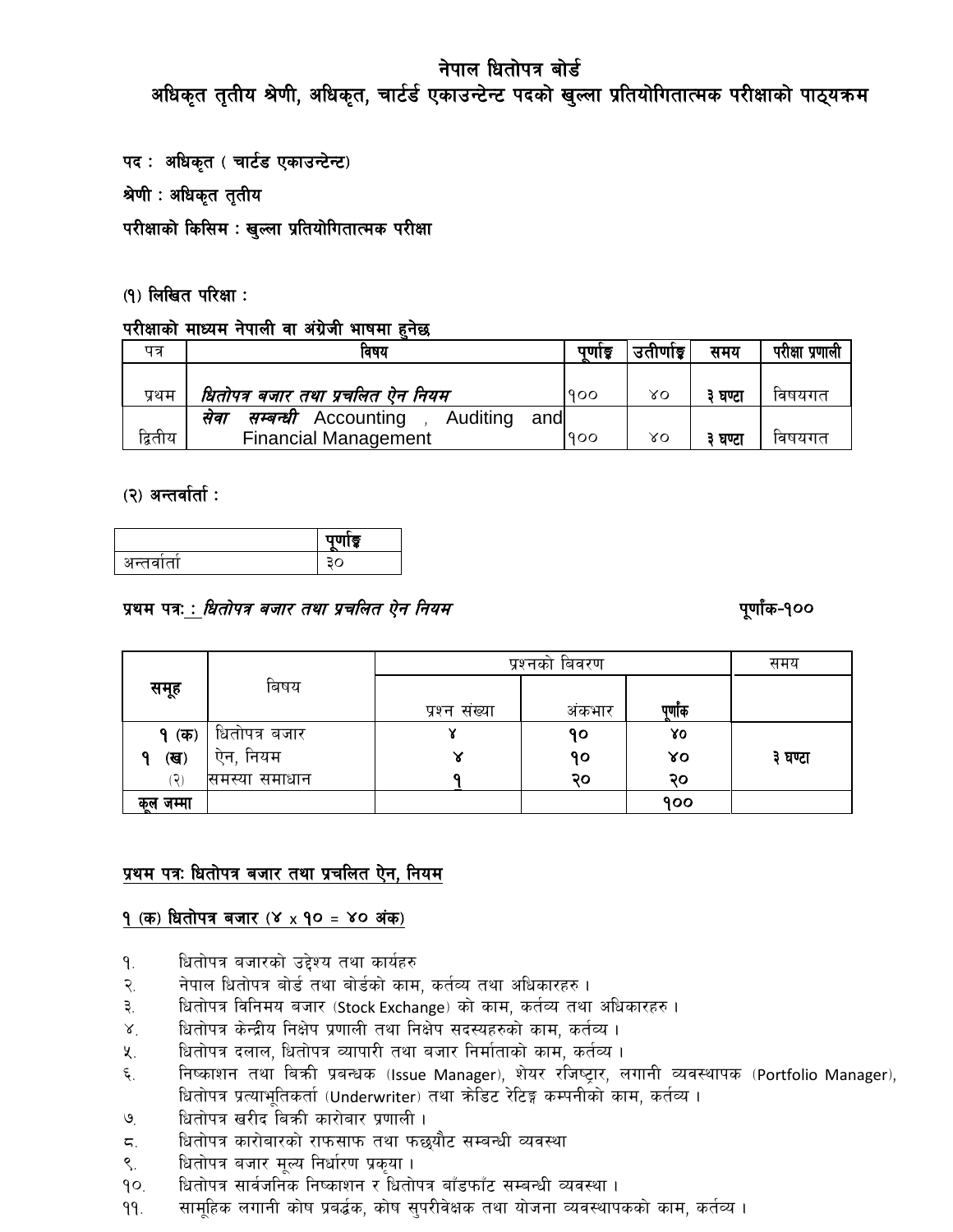# नेपाल धितोपत्र बोर्ड

## अधिकृत तृतीय श्रेणी, अधिकृत, चार्टर्ड एकाउन्टेन्ट पदको खुल्ला प्रतियोगितात्मक परीक्षाको पाठ्यक्रम

**पद : अधिकृत ( चार्टर्ड एकाउन्टेन्ट)**

**श्रेणी : अधिकृत तृतीय**

**परीक्षाको किसिम : खुल्ला प्रतियोगितात्मक परीक्षा**

**(१) लिखित परिक्षा :**

**परीक्षाको माध्यम नेपाली वा अंग्रेजी भाषमा हुनेछ**

| पत्र | विषय | पूर्णाङ्क | उतीर्णाङ्क | समय | परीक्षा प्रणाली |
|---|---|---|---|---|---|
| प्रथम | *धितोपत्र बजार तथा प्रचलित ऐन नियम* | १०० | ४० | ३ घण्टा | विषयगत |
| द्वितीय | *सेवा सम्बन्धी* Accounting , Auditing and Financial Management | १०० | ४० | ३ घण्टा | विषयगत |

**(२) अन्तर्वार्ता :**

| | पूर्णाङ्क |
|---|---|
| अन्तर्वार्ता | ३० |

**प्रथम पत्र: : *धितोपत्र बजार तथा प्रचलित ऐन नियम*** **पूर्णांक-१००**

| समूह | विषय | प्रश्नको विवरण | | | समय |
|---|---|---|---|---|---|
| | | प्रश्न संख्या | अंकभार | पूर्णांक | |
| १ (क) | धितोपत्र बजार | ४ | १० | ४० | ३ घण्टा |
| १ (ख) | ऐन, नियम | ४ | १० | ४० | |
| (२) | समस्या समाधान | १ | २० | २० | |
| कूल जम्मा | | | | १०० | |

**प्रथम पत्र: धितोपत्र बजार तथा प्रचलित ऐन, नियम**

**१ (क) धितोपत्र बजार (४ x १० = ४० अंक)**

१. धितोपत्र बजारको उद्देश्य तथा कार्यहरु
२. नेपाल धितोपत्र बोर्ड तथा बोर्डको काम, कर्तव्य तथा अधिकारहरु ।
३. धितोपत्र विनिमय बजार (Stock Exchange) को काम, कर्तव्य तथा अधिकारहरु ।
४. धितोपत्र केन्द्रीय निक्षेप प्रणाली तथा निक्षेप सदस्यहरुको काम, कर्तव्य ।
५. धितोपत्र दलाल, धितोपत्र व्यापारी तथा बजार निर्माताको काम, कर्तव्य ।
६. निष्काशन तथा बिक्री प्रबन्धक (Issue Manager), शेयर रजिष्ट्रार, लगानी व्यवस्थापक (Portfolio Manager), धितोपत्र प्रत्याभूतिकर्ता (Underwriter) तथा क्रेडिट रेटिङ्ग कम्पनीको काम, कर्तव्य ।
७. धितोपत्र खरीद बिक्री कारोबार प्रणाली ।
८. धितोपत्र कारोबारको राफसाफ तथा फछ्यौट सम्बन्धी व्यवस्था
९. धितोपत्र बजार मूल्य निर्धारण प्रकृया ।
१०. धितोपत्र सार्वजनिक निष्काशन र धितोपत्र बाँडफाँट सम्बन्धी व्यवस्था ।
११. सामूहिक लगानी कोष प्रवर्द्धक, कोष सुपरीवेक्षक तथा योजना व्यवस्थापकको काम, कर्तव्य ।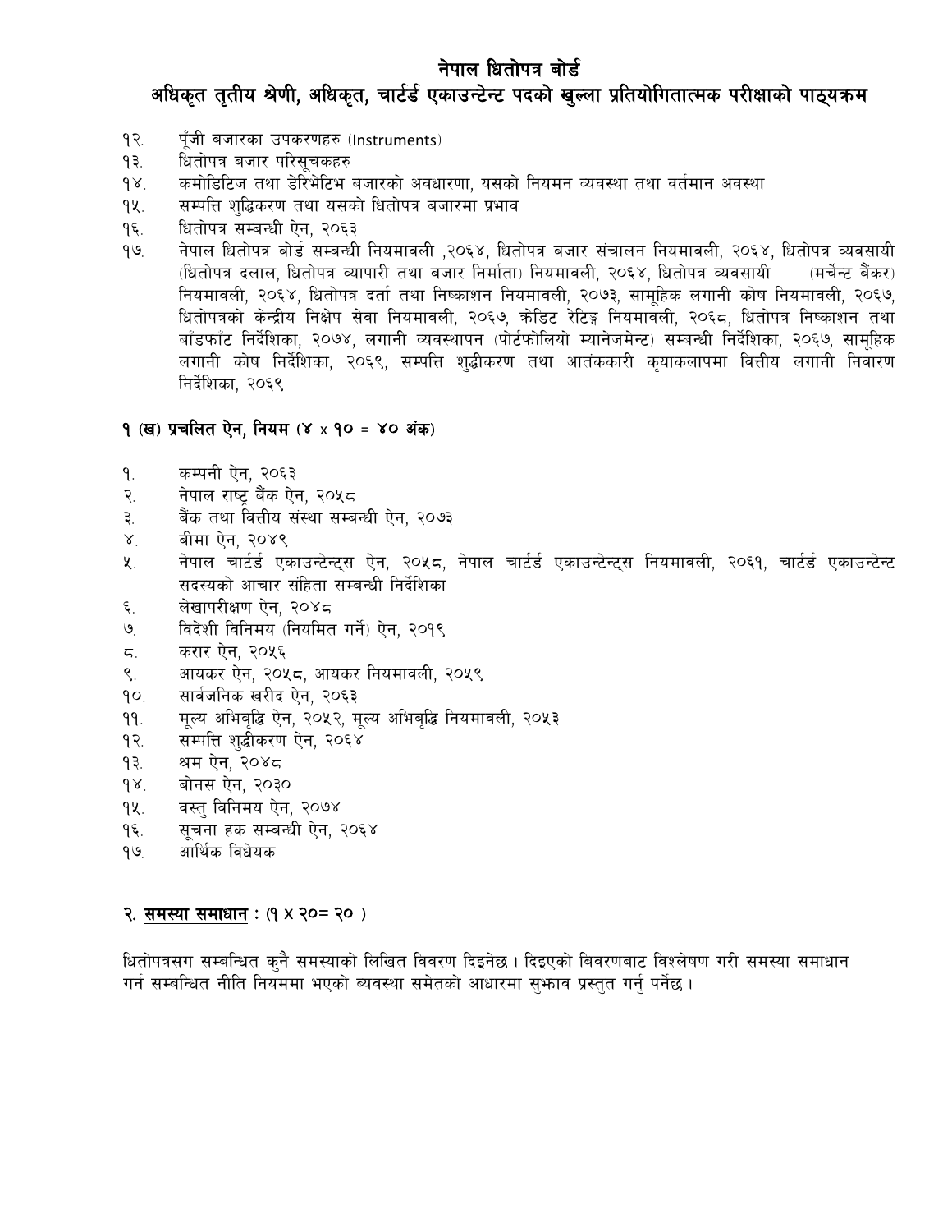# नेपाल धितोपत्र बोर्ड

## अधिकृत तृतीय श्रेणी, अधिकृत, चार्टर्ड एकाउन्टेन्ट पदको खुल्ला प्रतियोगितात्मक परीक्षाको पाठ्यक्रम

१२. पूँजी बजारका उपकरणहरु (Instruments)

१३. धितोपत्र बजार परिसूचकहरु

१४. कमोडिटिज तथा डेरिभेटिभ बजारको अवधारणा, यसको नियमन व्यवस्था तथा वर्तमान अवस्था

१५. सम्पत्ति शुद्धिकरण तथा यसको धितोपत्र बजारमा प्रभाव

१६. धितोपत्र सम्बन्धी ऐन, २०६३

१७. नेपाल धितोपत्र बोर्ड सम्बन्धी नियमावली ,२०६४, धितोपत्र बजार संचालन नियमावली, २०६४, धितोपत्र व्यवसायी (धितोपत्र दलाल, धितोपत्र व्यापारी तथा बजार निर्माता) नियमावली, २०६४, धितोपत्र व्यवसायी (मर्चेन्ट बैंकर) नियमावली, २०६४, धितोपत्र दर्ता तथा निष्काशन नियमावली, २०७३, सामूहिक लगानी कोष नियमावली, २०६७, धितोपत्रको केन्द्रीय निक्षेप सेवा नियमावली, २०६७, क्रेडिट रेटिङ्ग नियमावली, २०६८, धितोपत्र निष्काशन तथा बाँडफाँट निर्देशिका, २०७४, लगानी व्यवस्थापन (पोर्टफोलियो म्यानेजमेन्ट) सम्बन्धी निर्देशिका, २०६७, सामूहिक लगानी कोष निर्देशिका, २०६९, सम्पत्ति शुद्धीकरण तथा आतंककारी कृयाकलापमा वित्तीय लगानी निवारण निर्देशिका, २०६९

### **१ (ख) प्रचलित ऐन, नियम (४ x १० = ४० अंक)**

१. कम्पनी ऐन, २०६३

२. नेपाल राष्ट्र बैंक ऐन, २०५८

३. बैंक तथा वित्तीय संस्था सम्बन्धी ऐन, २०७३

४. बीमा ऐन, २०४९

५. नेपाल चार्टर्ड एकाउन्टेन्ट्स ऐन, २०५८, नेपाल चार्टर्ड एकाउन्टेन्ट्स नियमावली, २०६१, चार्टर्ड एकाउन्टेन्ट सदस्यको आचार संहिता सम्बन्धी निर्देशिका

६. लेखापरीक्षण ऐन, २०४८

७. विदेशी विनिमय (नियमित गर्ने) ऐन, २०१९

८. करार ऐन, २०५६

९. आयकर ऐन, २०५८, आयकर नियमावली, २०५९

१०. सार्वजनिक खरीद ऐन, २०६३

११. मूल्य अभिबृद्धि ऐन, २०५२, मूल्य अभिबृद्धि नियमावली, २०५३

१२. सम्पत्ति शुद्धीकरण ऐन, २०६४

१३. श्रम ऐन, २०४८

१४. बोनस ऐन, २०३०

१५. वस्तु विनिमय ऐन, २०७४

१६. सूचना हक सम्बन्धी ऐन, २०६४

१७. आर्थिक विधेयक

### **२. समस्या समाधान : (१ X २०= २० )**

धितोपत्रसंग सम्बन्धित कुनै समस्याको लिखित विवरण दिइनेछ । दिइएको बिवरणबाट विश्लेषण गरी समस्या समाधान गर्न सम्बन्धित नीति नियममा भएको व्यवस्था समेतको आधारमा सुझाव प्रस्तुत गर्नु पर्नेछ ।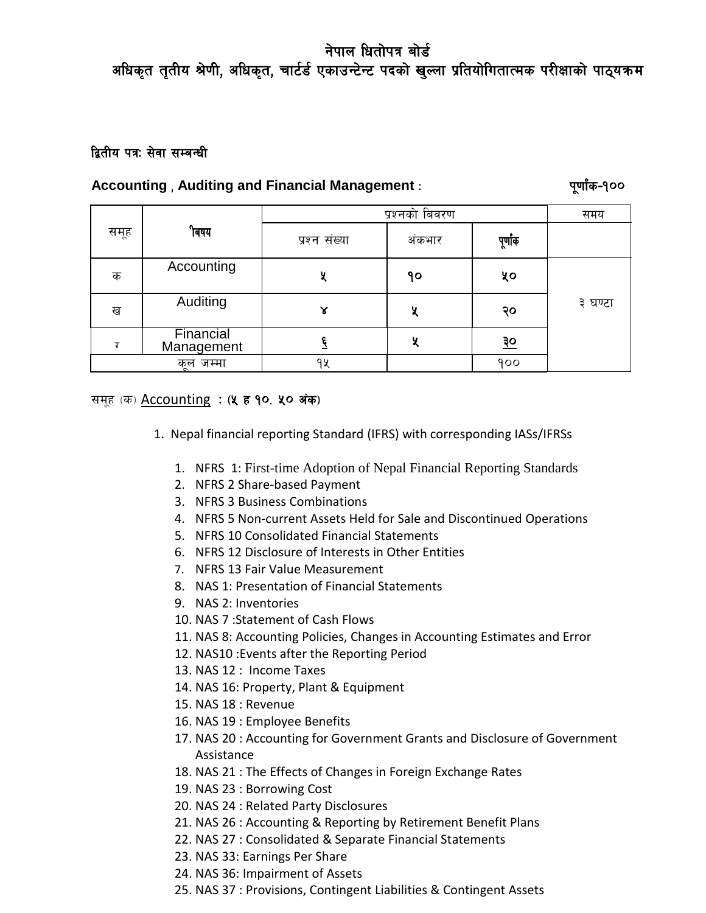# नेपाल धितोपत्र बोर्ड

## अधिकृत तृतीय श्रेणी, अधिकृत, चार्टर्ड एकाउन्टेन्ट पदको खुल्ला प्रतियोगितात्मक परीक्षाको पाठ्यक्रम

**द्वितीय पत्रः सेवा सम्बन्धी**

**Accounting , Auditing and Financial Management :** **पूर्णांक-१००**

| समूह | विषय | प्रश्नको बिवरण | | | समय |
|---|---|---|---|---|---|
| | | प्रश्न संख्या | अंकभार | पूर्णांक | |
| क | Accounting | ५ | १० | ५० | ३ घण्टा |
| ख | Auditing | ४ | ५ | २० | |
| ग | Financial Management | ६ | ५ | ३० | |
| कूल जम्मा | | १५ | | १०० | |

समूह (क) Accounting : **(५ ह १०. ५० अंक)**

1. Nepal financial reporting Standard (IFRS) with corresponding IASs/IFRSs

    1. NFRS 1: First-time Adoption of Nepal Financial Reporting Standards
    2. NFRS 2 Share-based Payment
    3. NFRS 3 Business Combinations
    4. NFRS 5 Non-current Assets Held for Sale and Discontinued Operations
    5. NFRS 10 Consolidated Financial Statements
    6. NFRS 12 Disclosure of Interests in Other Entities
    7. NFRS 13 Fair Value Measurement
    8. NAS 1: Presentation of Financial Statements
    9. NAS 2: Inventories
    10. NAS 7 :Statement of Cash Flows
    11. NAS 8: Accounting Policies, Changes in Accounting Estimates and Error
    12. NAS10 :Events after the Reporting Period
    13. NAS 12 : Income Taxes
    14. NAS 16: Property, Plant & Equipment
    15. NAS 18 : Revenue
    16. NAS 19 : Employee Benefits
    17. NAS 20 : Accounting for Government Grants and Disclosure of Government Assistance
    18. NAS 21 : The Effects of Changes in Foreign Exchange Rates
    19. NAS 23 : Borrowing Cost
    20. NAS 24 : Related Party Disclosures
    21. NAS 26 : Accounting & Reporting by Retirement Benefit Plans
    22. NAS 27 : Consolidated & Separate Financial Statements
    23. NAS 33: Earnings Per Share
    24. NAS 36: Impairment of Assets
    25. NAS 37 : Provisions, Contingent Liabilities & Contingent Assets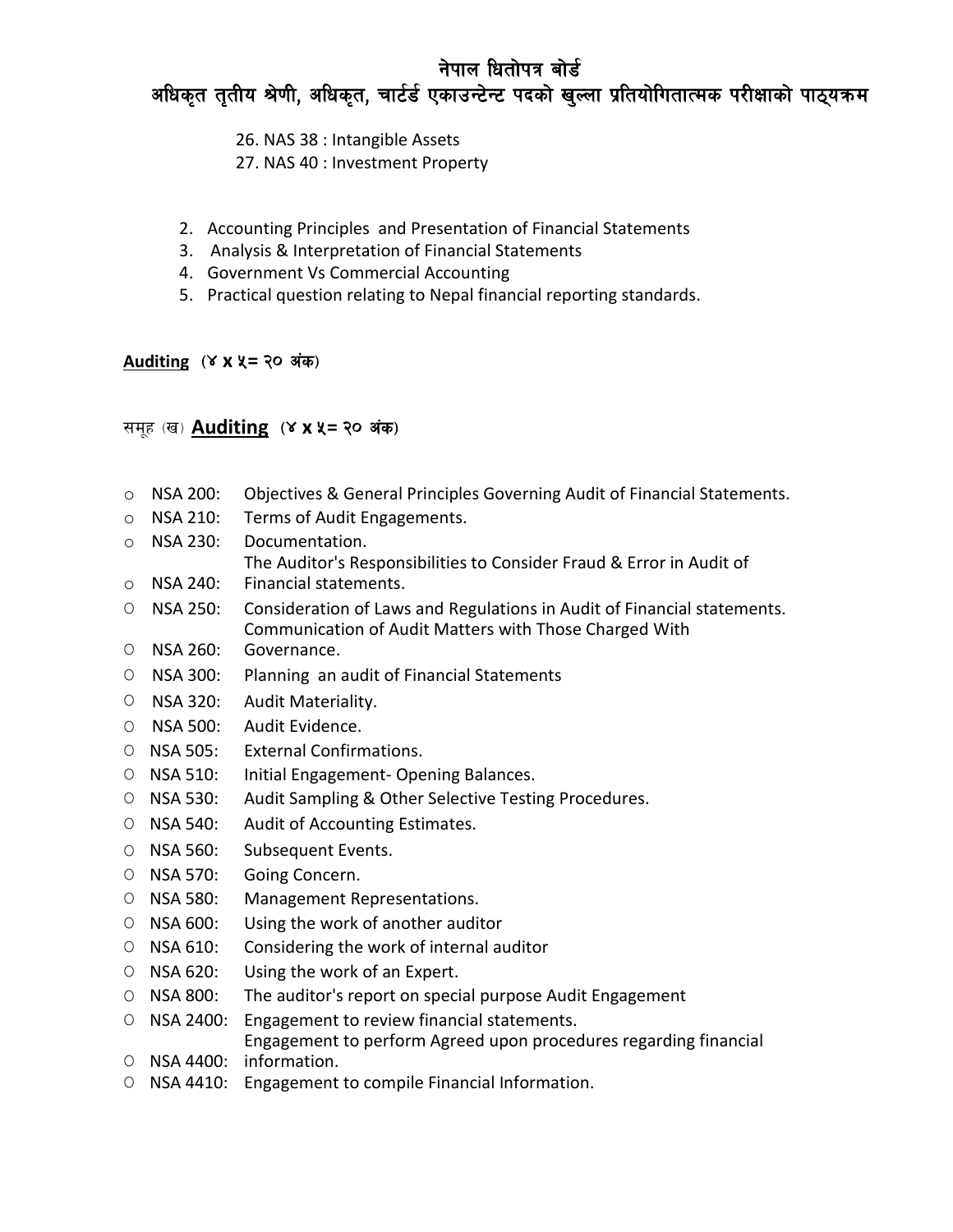26. NAS 38 : Intangible Assets
27. NAS 40 : Investment Property

2. Accounting Principles and Presentation of Financial Statements
3. Analysis & Interpretation of Financial Statements
4. Government Vs Commercial Accounting
5. Practical question relating to Nepal financial reporting standards.

**Auditing** (४ x ५= २० अंक)

समूह (ख) **Auditing** (४ x ५= २० अंक)

- NSA 200: Objectives & General Principles Governing Audit of Financial Statements.
- NSA 210: Terms of Audit Engagements.
- NSA 230: Documentation.
- NSA 240: The Auditor's Responsibilities to Consider Fraud & Error in Audit of Financial statements.
- NSA 250: Consideration of Laws and Regulations in Audit of Financial statements.
- NSA 260: Communication of Audit Matters with Those Charged With Governance.
- NSA 300: Planning an audit of Financial Statements
- NSA 320: Audit Materiality.
- NSA 500: Audit Evidence.
- NSA 505: External Confirmations.
- NSA 510: Initial Engagement- Opening Balances.
- NSA 530: Audit Sampling & Other Selective Testing Procedures.
- NSA 540: Audit of Accounting Estimates.
- NSA 560: Subsequent Events.
- NSA 570: Going Concern.
- NSA 580: Management Representations.
- NSA 600: Using the work of another auditor
- NSA 610: Considering the work of internal auditor
- NSA 620: Using the work of an Expert.
- NSA 800: The auditor's report on special purpose Audit Engagement
- NSA 2400: Engagement to review financial statements.
- NSA 4400: Engagement to perform Agreed upon procedures regarding financial information.
- NSA 4410: Engagement to compile Financial Information.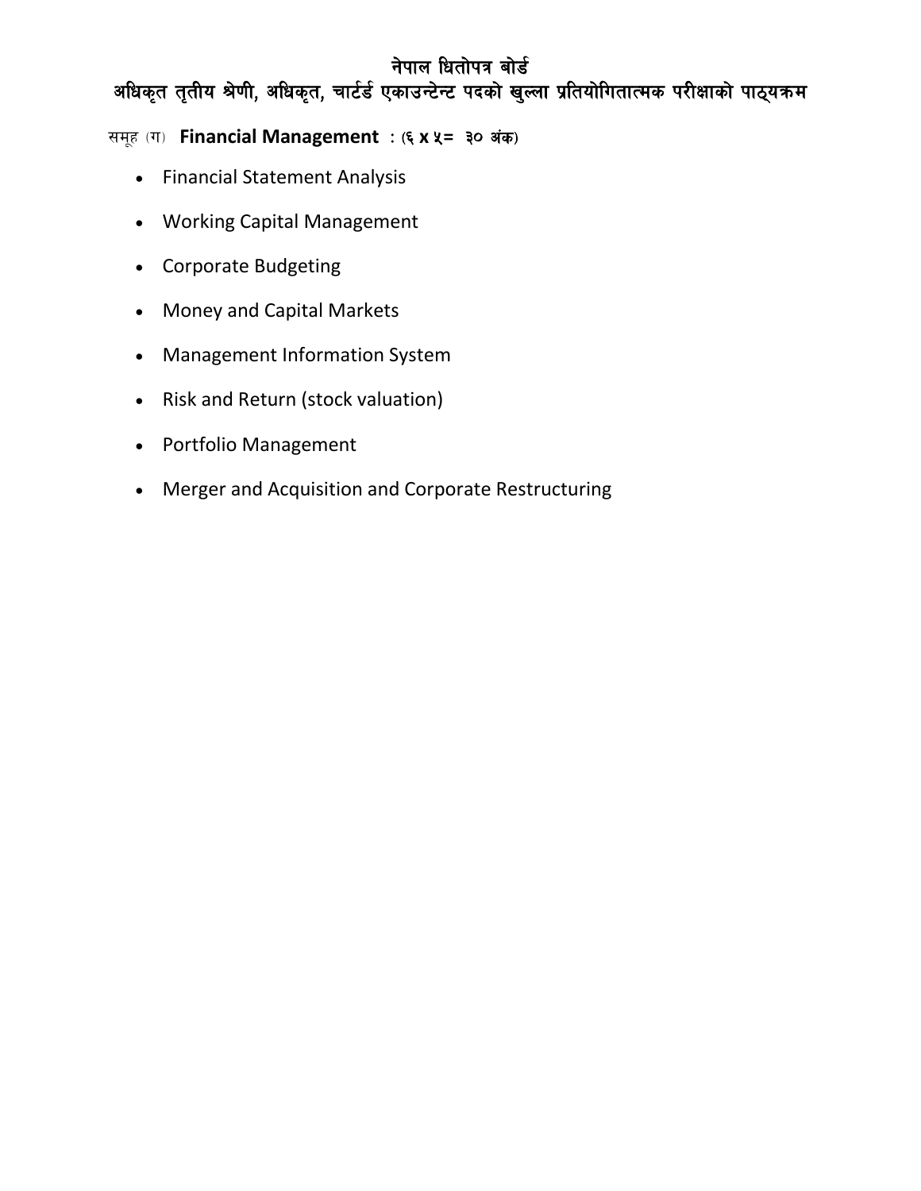# नेपाल धितोपत्र बोर्ड

## अधिकृत तृतीय श्रेणी, अधिकृत, चार्टर्ड एकाउन्टेन्ट पदको खुल्ला प्रतियोगितात्मक परीक्षाको पाठ्यक्रम

समूह (ग) **Financial Management : (६ x ५= ३० अंक)**

- Financial Statement Analysis
- Working Capital Management
- Corporate Budgeting
- Money and Capital Markets
- Management Information System
- Risk and Return (stock valuation)
- Portfolio Management
- Merger and Acquisition and Corporate Restructuring